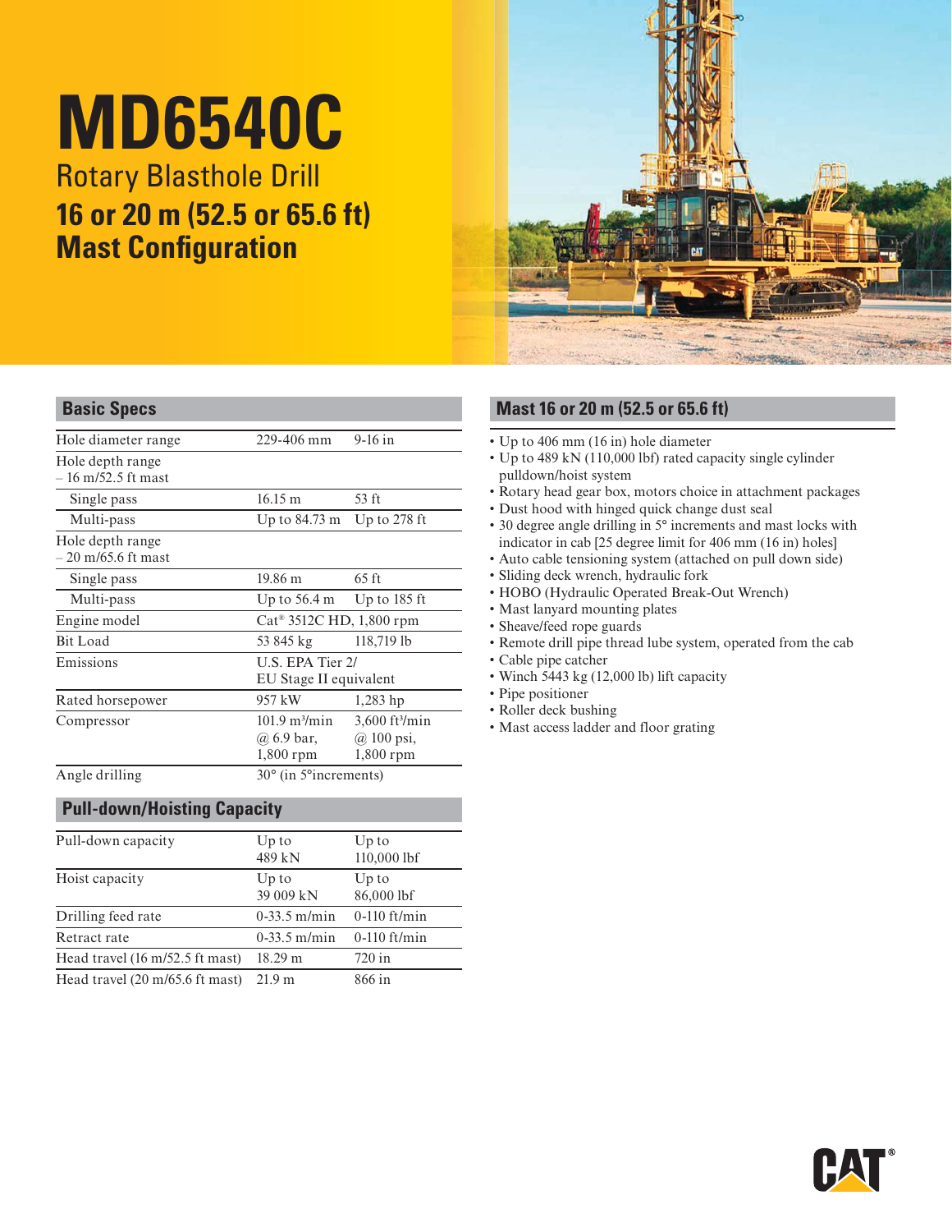# MD6540C

## Rotary Blasthole Drill

## 16 or 20 m (52.5 or 65.6 ft) Mast Configuration

## Basic Specs

| | | |
|---|---|---|
| Hole diameter range | 229-406 mm | 9-16 in |
| Hole depth range – 16 m/52.5 ft mast | | |
| Single pass | 16.15 m | 53 ft |
| Multi-pass | Up to 84.73 m | Up to 278 ft |
| Hole depth range – 20 m/65.6 ft mast | | |
| Single pass | 19.86 m | 65 ft |
| Multi-pass | Up to 56.4 m | Up to 185 ft |
| Engine model | Cat® 3512C HD, 1,800 rpm | |
| Bit Load | 53 845 kg | 118,719 lb |
| Emissions | U.S. EPA Tier 2/ EU Stage II equivalent | |
| Rated horsepower | 957 kW | 1,283 hp |
| Compressor | 101.9 m³/min @ 6.9 bar, 1,800 rpm | 3,600 ft³/min @ 100 psi, 1,800 rpm |
| Angle drilling | 30° (in 5°increments) | |

## Pull-down/Hoisting Capacity

| | | |
|---|---|---|
| Pull-down capacity | Up to 489 kN | Up to 110,000 lbf |
| Hoist capacity | Up to 39 009 kN | Up to 86,000 lbf |
| Drilling feed rate | 0-33.5 m/min | 0-110 ft/min |
| Retract rate | 0-33.5 m/min | 0-110 ft/min |
| Head travel (16 m/52.5 ft mast) | 18.29 m | 720 in |
| Head travel (20 m/65.6 ft mast) | 21.9 m | 866 in |

## Mast 16 or 20 m (52.5 or 65.6 ft)

- Up to 406 mm (16 in) hole diameter
- Up to 489 kN (110,000 lbf) rated capacity single cylinder pulldown/hoist system
- Rotary head gear box, motors choice in attachment packages
- Dust hood with hinged quick change dust seal
- 30 degree angle drilling in 5° increments and mast locks with indicator in cab [25 degree limit for 406 mm (16 in) holes]
- Auto cable tensioning system (attached on pull down side)
- Sliding deck wrench, hydraulic fork
- HOBO (Hydraulic Operated Break-Out Wrench)
- Mast lanyard mounting plates
- Sheave/feed rope guards
- Remote drill pipe thread lube system, operated from the cab
- Cable pipe catcher
- Winch 5443 kg (12,000 lb) lift capacity
- Pipe positioner
- Roller deck bushing
- Mast access ladder and floor grating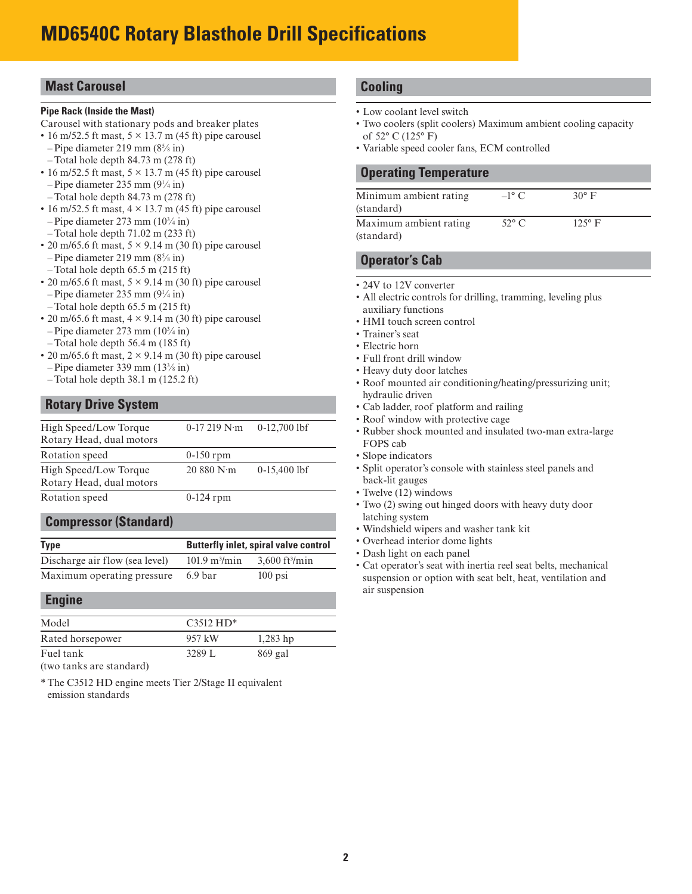# MD6540C Rotary Blasthole Drill Specifications

## Mast Carousel

### Pipe Rack (Inside the Mast)

Carousel with stationary pods and breaker plates

- 16 m/52.5 ft mast, 5 × 13.7 m (45 ft) pipe carousel
  - Pipe diameter 219 mm (8⅝ in)
  - Total hole depth 84.73 m (278 ft)
- 16 m/52.5 ft mast, 5 × 13.7 m (45 ft) pipe carousel
  - Pipe diameter 235 mm (9¼ in)
  - Total hole depth 84.73 m (278 ft)
- 16 m/52.5 ft mast, 4 × 13.7 m (45 ft) pipe carousel
  - Pipe diameter 273 mm (10¾ in)
  - Total hole depth 71.02 m (233 ft)
- 20 m/65.6 ft mast, 5 × 9.14 m (30 ft) pipe carousel
  - Pipe diameter 219 mm (8⅝ in)
  - Total hole depth 65.5 m (215 ft)
- 20 m/65.6 ft mast, 5 × 9.14 m (30 ft) pipe carousel
  - Pipe diameter 235 mm (9¼ in)
  - Total hole depth 65.5 m (215 ft)
- 20 m/65.6 ft mast, 4 × 9.14 m (30 ft) pipe carousel
  - Pipe diameter 273 mm (10¾ in)
  - Total hole depth 56.4 m (185 ft)
- 20 m/65.6 ft mast, 2 × 9.14 m (30 ft) pipe carousel
  - Pipe diameter 339 mm (13⅜ in)
  - Total hole depth 38.1 m (125.2 ft)

## Rotary Drive System

| | | |
|---|---|---|
| High Speed/Low Torque Rotary Head, dual motors | 0-17 219 N·m | 0-12,700 lbf |
| Rotation speed | 0-150 rpm | |
| High Speed/Low Torque Rotary Head, dual motors | 20 880 N·m | 0-15,400 lbf |
| Rotation speed | 0-124 rpm | |

## Compressor (Standard)

| **Type** | **Butterfly inlet, spiral valve control** | |
|---|---|---|
| Discharge air flow (sea level) | 101.9 m³/min | 3,600 ft³/min |
| Maximum operating pressure | 6.9 bar | 100 psi |

## Engine

| | | |
|---|---|---|
| Model | C3512 HD* | |
| Rated horsepower | 957 kW | 1,283 hp |
| Fuel tank (two tanks are standard) | 3289 L | 869 gal |

* The C3512 HD engine meets Tier 2/Stage II equivalent emission standards

## Cooling

- Low coolant level switch
- Two coolers (split coolers) Maximum ambient cooling capacity of 52° C (125° F)
- Variable speed cooler fans, ECM controlled

## Operating Temperature

| | | |
|---|---|---|
| Minimum ambient rating (standard) | –1° C | 30° F |
| Maximum ambient rating (standard) | 52° C | 125° F |

## Operator's Cab

- 24V to 12V converter
- All electric controls for drilling, tramming, leveling plus auxiliary functions
- HMI touch screen control
- Trainer's seat
- Electric horn
- Full front drill window
- Heavy duty door latches
- Roof mounted air conditioning/heating/pressurizing unit; hydraulic driven
- Cab ladder, roof platform and railing
- Roof window with protective cage
- Rubber shock mounted and insulated two-man extra-large FOPS cab
- Slope indicators
- Split operator's console with stainless steel panels and back-lit gauges
- Twelve (12) windows
- Two (2) swing out hinged doors with heavy duty door latching system
- Windshield wipers and washer tank kit
- Overhead interior dome lights
- Dash light on each panel
- Cat operator's seat with inertia reel seat belts, mechanical suspension or option with seat belt, heat, ventilation and air suspension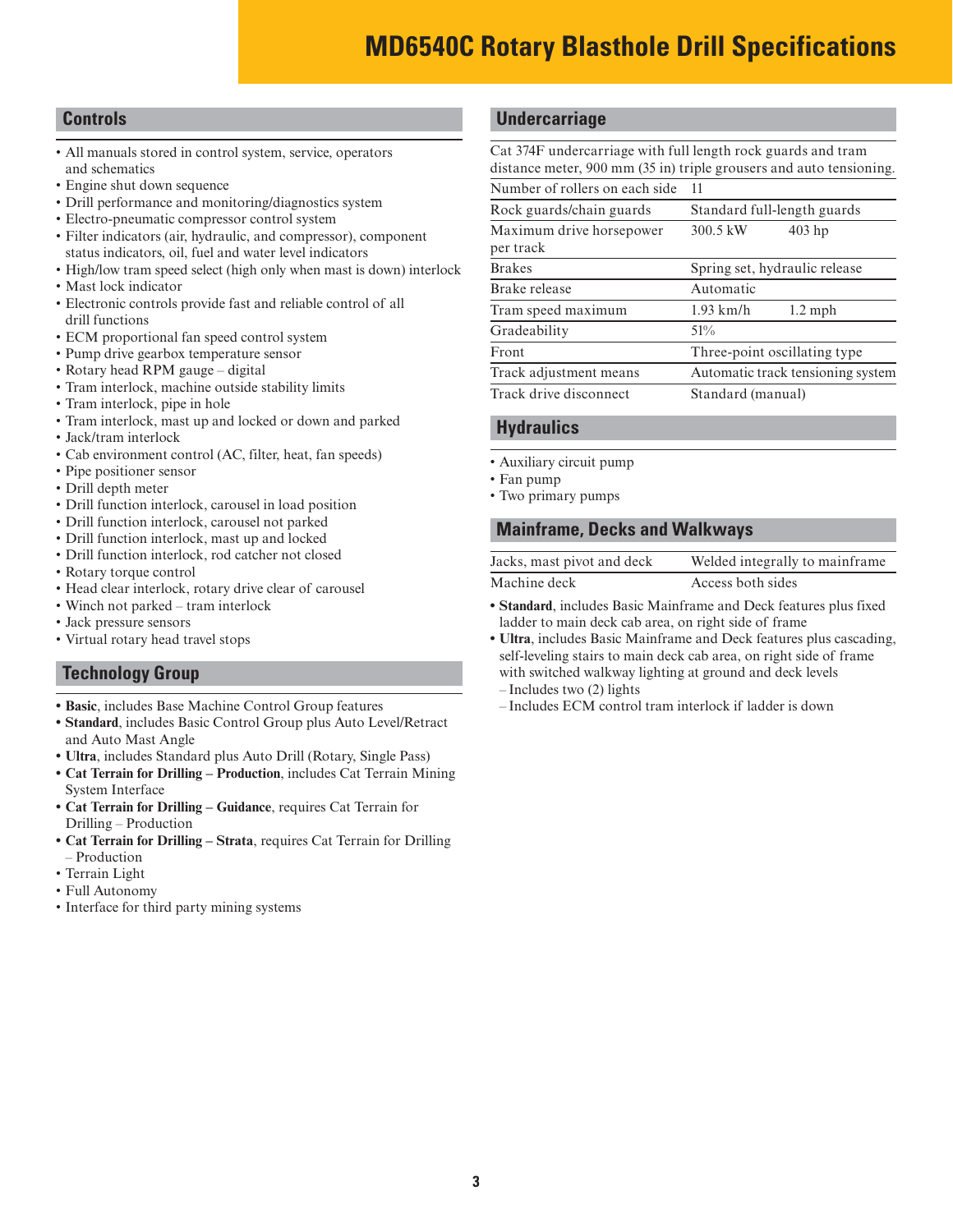# MD6540C Rotary Blasthole Drill Specifications

## Controls

- All manuals stored in control system, service, operators and schematics
- Engine shut down sequence
- Drill performance and monitoring/diagnostics system
- Electro-pneumatic compressor control system
- Filter indicators (air, hydraulic, and compressor), component status indicators, oil, fuel and water level indicators
- High/low tram speed select (high only when mast is down) interlock
- Mast lock indicator
- Electronic controls provide fast and reliable control of all drill functions
- ECM proportional fan speed control system
- Pump drive gearbox temperature sensor
- Rotary head RPM gauge – digital
- Tram interlock, machine outside stability limits
- Tram interlock, pipe in hole
- Tram interlock, mast up and locked or down and parked
- Jack/tram interlock
- Cab environment control (AC, filter, heat, fan speeds)
- Pipe positioner sensor
- Drill depth meter
- Drill function interlock, carousel in load position
- Drill function interlock, carousel not parked
- Drill function interlock, mast up and locked
- Drill function interlock, rod catcher not closed
- Rotary torque control
- Head clear interlock, rotary drive clear of carousel
- Winch not parked – tram interlock
- Jack pressure sensors
- Virtual rotary head travel stops

## Technology Group

- **Basic**, includes Base Machine Control Group features
- **Standard**, includes Basic Control Group plus Auto Level/Retract and Auto Mast Angle
- **Ultra**, includes Standard plus Auto Drill (Rotary, Single Pass)
- **Cat Terrain for Drilling – Production**, includes Cat Terrain Mining System Interface
- **Cat Terrain for Drilling – Guidance**, requires Cat Terrain for Drilling – Production
- **Cat Terrain for Drilling – Strata**, requires Cat Terrain for Drilling – Production
- Terrain Light
- Full Autonomy
- Interface for third party mining systems

## Undercarriage

Cat 374F undercarriage with full length rock guards and tram distance meter, 900 mm (35 in) triple grousers and auto tensioning.

| | | |
|---|---|---|
| Number of rollers on each side | 11 | |
| Rock guards/chain guards | Standard full-length guards | |
| Maximum drive horsepower per track | 300.5 kW | 403 hp |
| Brakes | Spring set, hydraulic release | |
| Brake release | Automatic | |
| Tram speed maximum | 1.93 km/h | 1.2 mph |
| Gradeability | 51% | |
| Front | Three-point oscillating type | |
| Track adjustment means | Automatic track tensioning system | |
| Track drive disconnect | Standard (manual) | |

## Hydraulics

- Auxiliary circuit pump
- Fan pump
- Two primary pumps

## Mainframe, Decks and Walkways

| | |
|---|---|
| Jacks, mast pivot and deck | Welded integrally to mainframe |
| Machine deck | Access both sides |

- **Standard**, includes Basic Mainframe and Deck features plus fixed ladder to main deck cab area, on right side of frame
- **Ultra**, includes Basic Mainframe and Deck features plus cascading, self-leveling stairs to main deck cab area, on right side of frame with switched walkway lighting at ground and deck levels
  - Includes two (2) lights
  - Includes ECM control tram interlock if ladder is down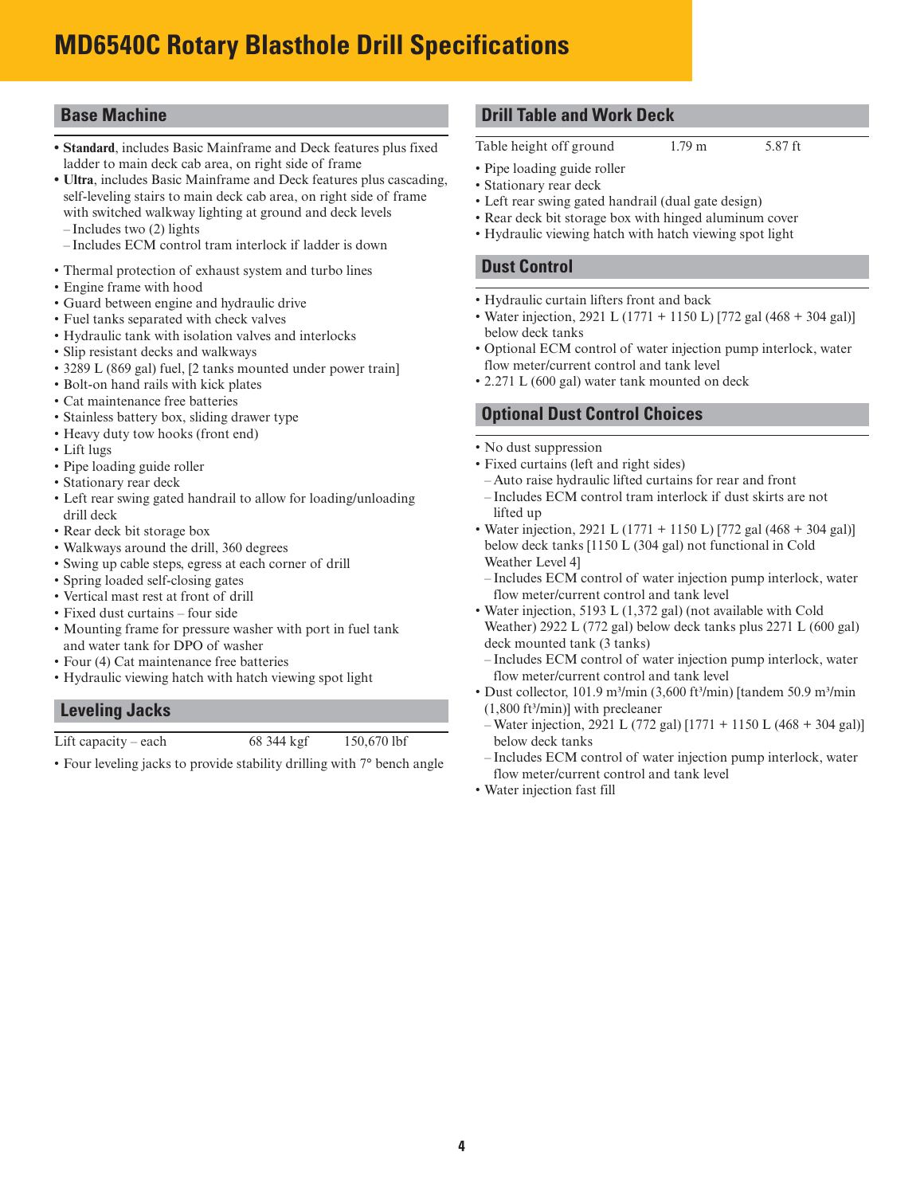# MD6540C Rotary Blasthole Drill Specifications

## Base Machine

- **Standard**, includes Basic Mainframe and Deck features plus fixed ladder to main deck cab area, on right side of frame
- **Ultra**, includes Basic Mainframe and Deck features plus cascading, self-leveling stairs to main deck cab area, on right side of frame with switched walkway lighting at ground and deck levels
  - Includes two (2) lights
  - Includes ECM control tram interlock if ladder is down
- Thermal protection of exhaust system and turbo lines
- Engine frame with hood
- Guard between engine and hydraulic drive
- Fuel tanks separated with check valves
- Hydraulic tank with isolation valves and interlocks
- Slip resistant decks and walkways
- 3289 L (869 gal) fuel, [2 tanks mounted under power train]
- Bolt-on hand rails with kick plates
- Cat maintenance free batteries
- Stainless battery box, sliding drawer type
- Heavy duty tow hooks (front end)
- Lift lugs
- Pipe loading guide roller
- Stationary rear deck
- Left rear swing gated handrail to allow for loading/unloading drill deck
- Rear deck bit storage box
- Walkways around the drill, 360 degrees
- Swing up cable steps, egress at each corner of drill
- Spring loaded self-closing gates
- Vertical mast rest at front of drill
- Fixed dust curtains – four side
- Mounting frame for pressure washer with port in fuel tank and water tank for DPO of washer
- Four (4) Cat maintenance free batteries
- Hydraulic viewing hatch with hatch viewing spot light

## Leveling Jacks

| | | |
|---|---|---|
| Lift capacity – each | 68 344 kgf | 150,670 lbf |

- Four leveling jacks to provide stability drilling with 7° bench angle

## Drill Table and Work Deck

| | | |
|---|---|---|
| Table height off ground | 1.79 m | 5.87 ft |

- Pipe loading guide roller
- Stationary rear deck
- Left rear swing gated handrail (dual gate design)
- Rear deck bit storage box with hinged aluminum cover
- Hydraulic viewing hatch with hatch viewing spot light

## Dust Control

- Hydraulic curtain lifters front and back
- Water injection, 2921 L (1771 + 1150 L) [772 gal (468 + 304 gal)] below deck tanks
- Optional ECM control of water injection pump interlock, water flow meter/current control and tank level
- 2.271 L (600 gal) water tank mounted on deck

## Optional Dust Control Choices

- No dust suppression
- Fixed curtains (left and right sides)
  - Auto raise hydraulic lifted curtains for rear and front
  - Includes ECM control tram interlock if dust skirts are not lifted up
- Water injection, 2921 L (1771 + 1150 L) [772 gal (468 + 304 gal)] below deck tanks [1150 L (304 gal) not functional in Cold Weather Level 4]
  - Includes ECM control of water injection pump interlock, water flow meter/current control and tank level
- Water injection, 5193 L (1,372 gal) (not available with Cold Weather) 2922 L (772 gal) below deck tanks plus 2271 L (600 gal) deck mounted tank (3 tanks)
  - Includes ECM control of water injection pump interlock, water flow meter/current control and tank level
- Dust collector, 101.9 m³/min (3,600 ft³/min) [tandem 50.9 m³/min (1,800 ft³/min)] with precleaner
  - Water injection, 2921 L (772 gal) [1771 + 1150 L (468 + 304 gal)] below deck tanks
  - Includes ECM control of water injection pump interlock, water flow meter/current control and tank level
- Water injection fast fill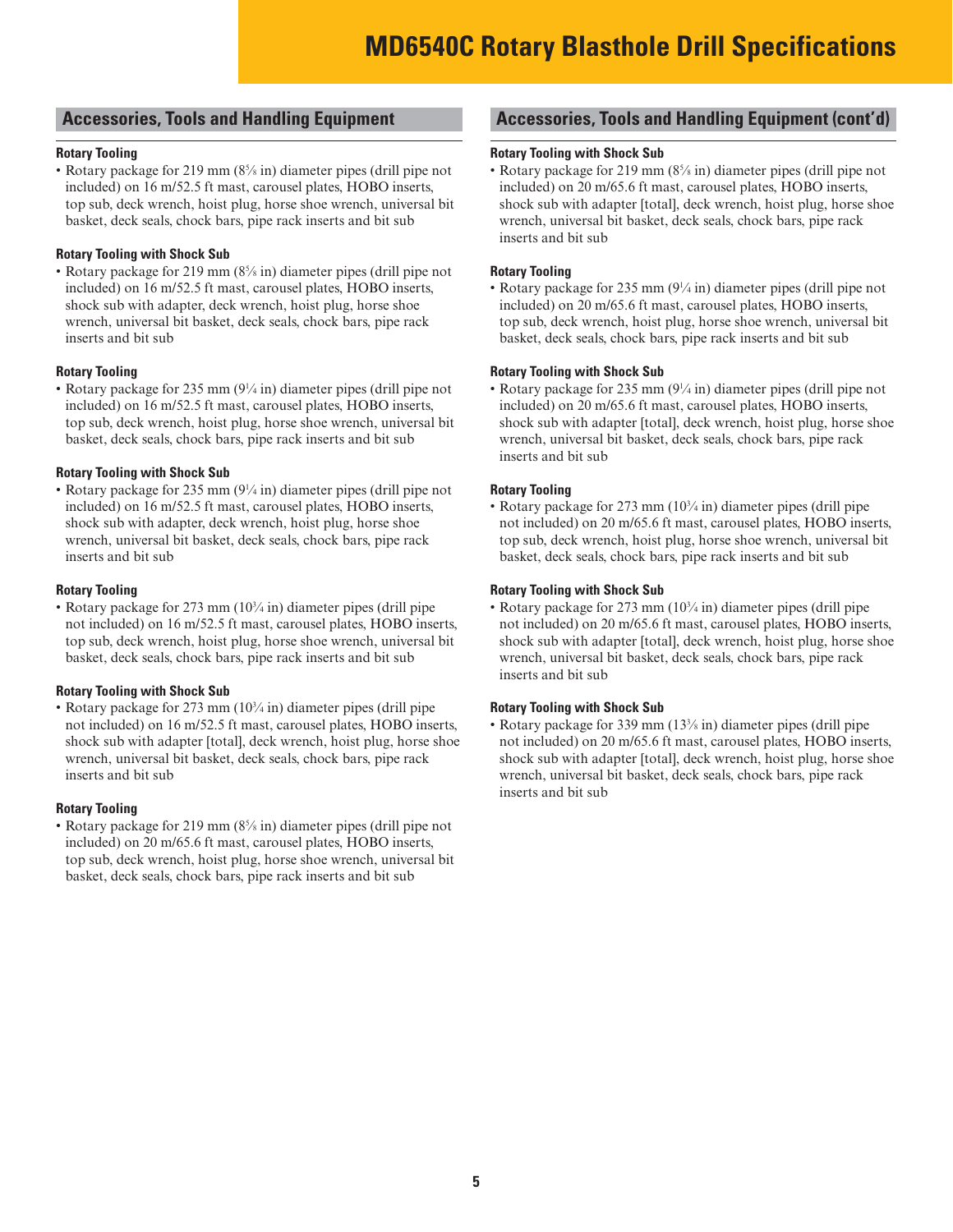# MD6540C Rotary Blasthole Drill Specifications

## Accessories, Tools and Handling Equipment

**Rotary Tooling**

- Rotary package for 219 mm (8⅝ in) diameter pipes (drill pipe not included) on 16 m/52.5 ft mast, carousel plates, HOBO inserts, top sub, deck wrench, hoist plug, horse shoe wrench, universal bit basket, deck seals, chock bars, pipe rack inserts and bit sub

**Rotary Tooling with Shock Sub**

- Rotary package for 219 mm (8⅝ in) diameter pipes (drill pipe not included) on 16 m/52.5 ft mast, carousel plates, HOBO inserts, shock sub with adapter, deck wrench, hoist plug, horse shoe wrench, universal bit basket, deck seals, chock bars, pipe rack inserts and bit sub

**Rotary Tooling**

- Rotary package for 235 mm (9¼ in) diameter pipes (drill pipe not included) on 16 m/52.5 ft mast, carousel plates, HOBO inserts, top sub, deck wrench, hoist plug, horse shoe wrench, universal bit basket, deck seals, chock bars, pipe rack inserts and bit sub

**Rotary Tooling with Shock Sub**

- Rotary package for 235 mm (9¼ in) diameter pipes (drill pipe not included) on 16 m/52.5 ft mast, carousel plates, HOBO inserts, shock sub with adapter, deck wrench, hoist plug, horse shoe wrench, universal bit basket, deck seals, chock bars, pipe rack inserts and bit sub

**Rotary Tooling**

- Rotary package for 273 mm (10¾ in) diameter pipes (drill pipe not included) on 16 m/52.5 ft mast, carousel plates, HOBO inserts, top sub, deck wrench, hoist plug, horse shoe wrench, universal bit basket, deck seals, chock bars, pipe rack inserts and bit sub

**Rotary Tooling with Shock Sub**

- Rotary package for 273 mm (10¾ in) diameter pipes (drill pipe not included) on 16 m/52.5 ft mast, carousel plates, HOBO inserts, shock sub with adapter [total], deck wrench, hoist plug, horse shoe wrench, universal bit basket, deck seals, chock bars, pipe rack inserts and bit sub

**Rotary Tooling**

- Rotary package for 219 mm (8⅝ in) diameter pipes (drill pipe not included) on 20 m/65.6 ft mast, carousel plates, HOBO inserts, top sub, deck wrench, hoist plug, horse shoe wrench, universal bit basket, deck seals, chock bars, pipe rack inserts and bit sub

## Accessories, Tools and Handling Equipment (cont'd)

**Rotary Tooling with Shock Sub**

- Rotary package for 219 mm (8⅝ in) diameter pipes (drill pipe not included) on 20 m/65.6 ft mast, carousel plates, HOBO inserts, shock sub with adapter [total], deck wrench, hoist plug, horse shoe wrench, universal bit basket, deck seals, chock bars, pipe rack inserts and bit sub

**Rotary Tooling**

- Rotary package for 235 mm (9¼ in) diameter pipes (drill pipe not included) on 20 m/65.6 ft mast, carousel plates, HOBO inserts, top sub, deck wrench, hoist plug, horse shoe wrench, universal bit basket, deck seals, chock bars, pipe rack inserts and bit sub

**Rotary Tooling with Shock Sub**

- Rotary package for 235 mm (9¼ in) diameter pipes (drill pipe not included) on 20 m/65.6 ft mast, carousel plates, HOBO inserts, shock sub with adapter [total], deck wrench, hoist plug, horse shoe wrench, universal bit basket, deck seals, chock bars, pipe rack inserts and bit sub

**Rotary Tooling**

- Rotary package for 273 mm (10¾ in) diameter pipes (drill pipe not included) on 20 m/65.6 ft mast, carousel plates, HOBO inserts, top sub, deck wrench, hoist plug, horse shoe wrench, universal bit basket, deck seals, chock bars, pipe rack inserts and bit sub

**Rotary Tooling with Shock Sub**

- Rotary package for 273 mm (10¾ in) diameter pipes (drill pipe not included) on 20 m/65.6 ft mast, carousel plates, HOBO inserts, shock sub with adapter [total], deck wrench, hoist plug, horse shoe wrench, universal bit basket, deck seals, chock bars, pipe rack inserts and bit sub

**Rotary Tooling with Shock Sub**

- Rotary package for 339 mm (13⅜ in) diameter pipes (drill pipe not included) on 20 m/65.6 ft mast, carousel plates, HOBO inserts, shock sub with adapter [total], deck wrench, hoist plug, horse shoe wrench, universal bit basket, deck seals, chock bars, pipe rack inserts and bit sub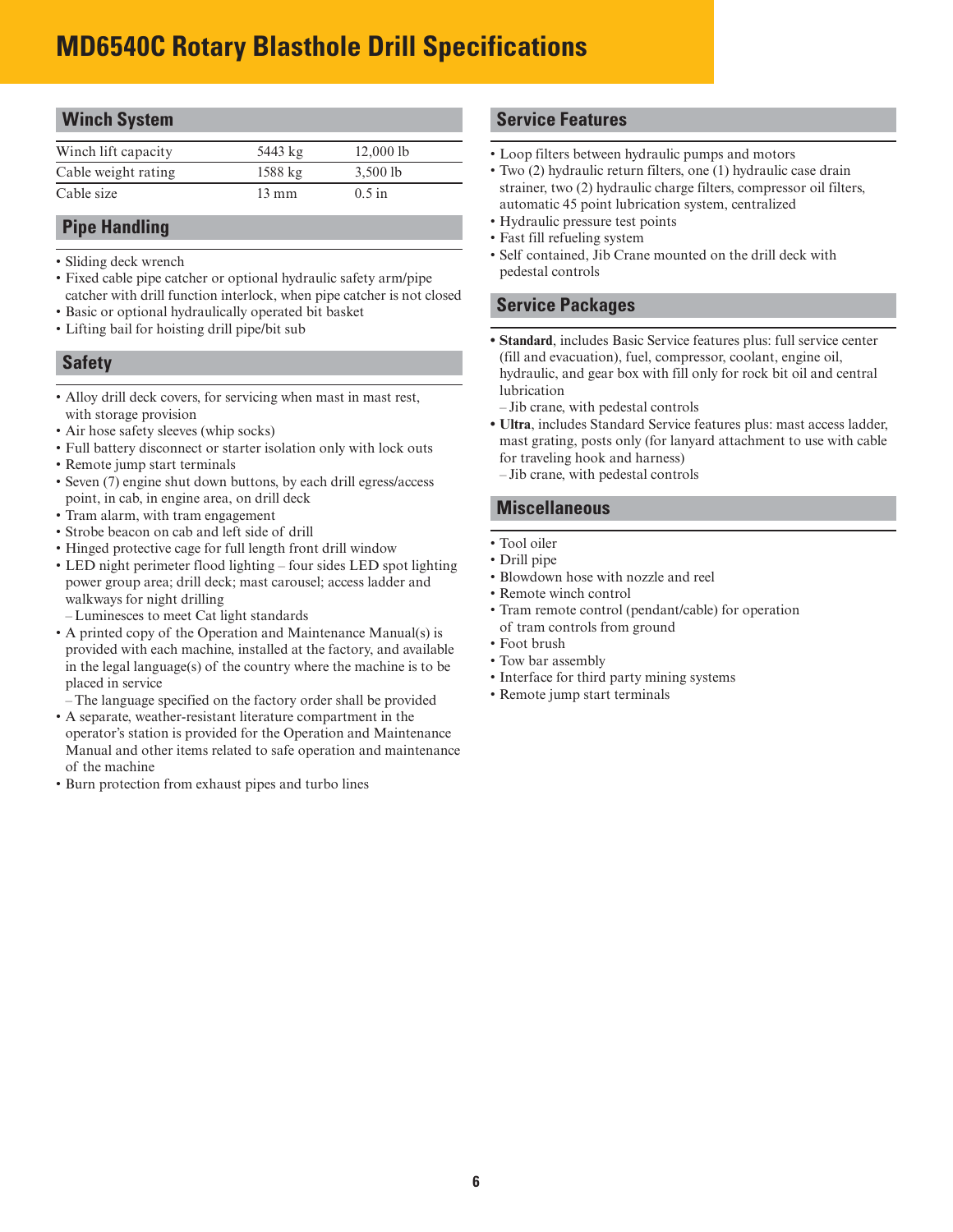# MD6540C Rotary Blasthole Drill Specifications

## Winch System

| | | |
|---|---|---|
| Winch lift capacity | 5443 kg | 12,000 lb |
| Cable weight rating | 1588 kg | 3,500 lb |
| Cable size | 13 mm | 0.5 in |

## Pipe Handling

- Sliding deck wrench
- Fixed cable pipe catcher or optional hydraulic safety arm/pipe catcher with drill function interlock, when pipe catcher is not closed
- Basic or optional hydraulically operated bit basket
- Lifting bail for hoisting drill pipe/bit sub

## Safety

- Alloy drill deck covers, for servicing when mast in mast rest, with storage provision
- Air hose safety sleeves (whip socks)
- Full battery disconnect or starter isolation only with lock outs
- Remote jump start terminals
- Seven (7) engine shut down buttons, by each drill egress/access point, in cab, in engine area, on drill deck
- Tram alarm, with tram engagement
- Strobe beacon on cab and left side of drill
- Hinged protective cage for full length front drill window
- LED night perimeter flood lighting – four sides LED spot lighting power group area; drill deck; mast carousel; access ladder and walkways for night drilling
  - Luminesces to meet Cat light standards
- A printed copy of the Operation and Maintenance Manual(s) is provided with each machine, installed at the factory, and available in the legal language(s) of the country where the machine is to be placed in service
  - The language specified on the factory order shall be provided
- A separate, weather-resistant literature compartment in the operator's station is provided for the Operation and Maintenance Manual and other items related to safe operation and maintenance of the machine
- Burn protection from exhaust pipes and turbo lines

## Service Features

- Loop filters between hydraulic pumps and motors
- Two (2) hydraulic return filters, one (1) hydraulic case drain strainer, two (2) hydraulic charge filters, compressor oil filters, automatic 45 point lubrication system, centralized
- Hydraulic pressure test points
- Fast fill refueling system
- Self contained, Jib Crane mounted on the drill deck with pedestal controls

## Service Packages

- **Standard**, includes Basic Service features plus: full service center (fill and evacuation), fuel, compressor, coolant, engine oil, hydraulic, and gear box with fill only for rock bit oil and central lubrication
  - Jib crane, with pedestal controls
- **Ultra**, includes Standard Service features plus: mast access ladder, mast grating, posts only (for lanyard attachment to use with cable for traveling hook and harness)
  - Jib crane, with pedestal controls

## Miscellaneous

- Tool oiler
- Drill pipe
- Blowdown hose with nozzle and reel
- Remote winch control
- Tram remote control (pendant/cable) for operation of tram controls from ground
- Foot brush
- Tow bar assembly
- Interface for third party mining systems
- Remote jump start terminals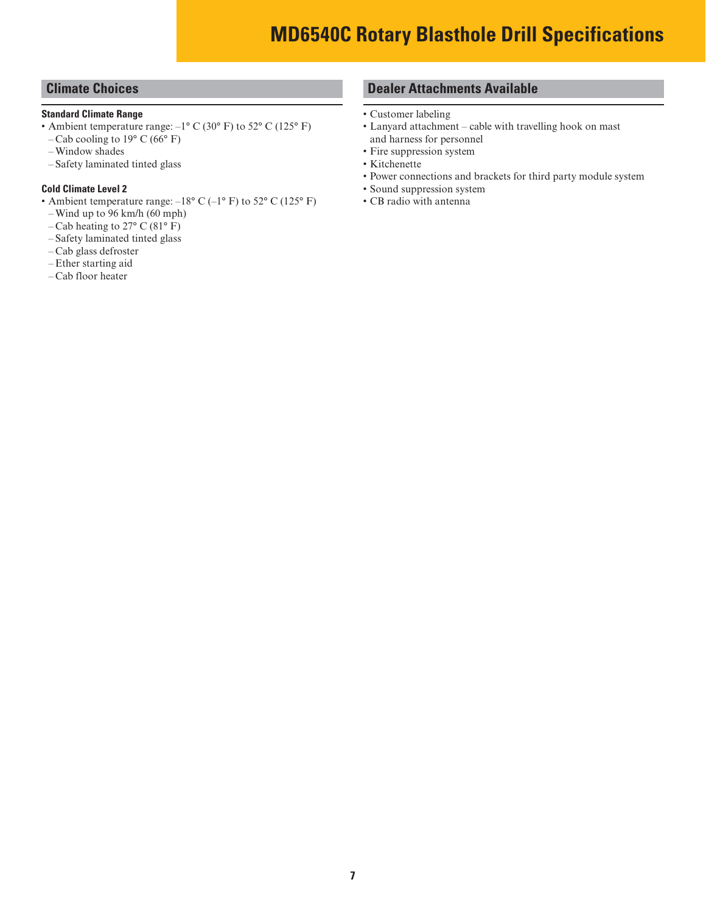# MD6540C Rotary Blasthole Drill Specifications

## Climate Choices

**Standard Climate Range**

- Ambient temperature range: –1° C (30° F) to 52° C (125° F)
  - Cab cooling to 19° C (66° F)
  - Window shades
  - Safety laminated tinted glass

**Cold Climate Level 2**

- Ambient temperature range: –18° C (–1° F) to 52° C (125° F)
  - Wind up to 96 km/h (60 mph)
  - Cab heating to 27° C (81° F)
  - Safety laminated tinted glass
  - Cab glass defroster
  - Ether starting aid
  - Cab floor heater

## Dealer Attachments Available

- Customer labeling
- Lanyard attachment – cable with travelling hook on mast and harness for personnel
- Fire suppression system
- Kitchenette
- Power connections and brackets for third party module system
- Sound suppression system
- CB radio with antenna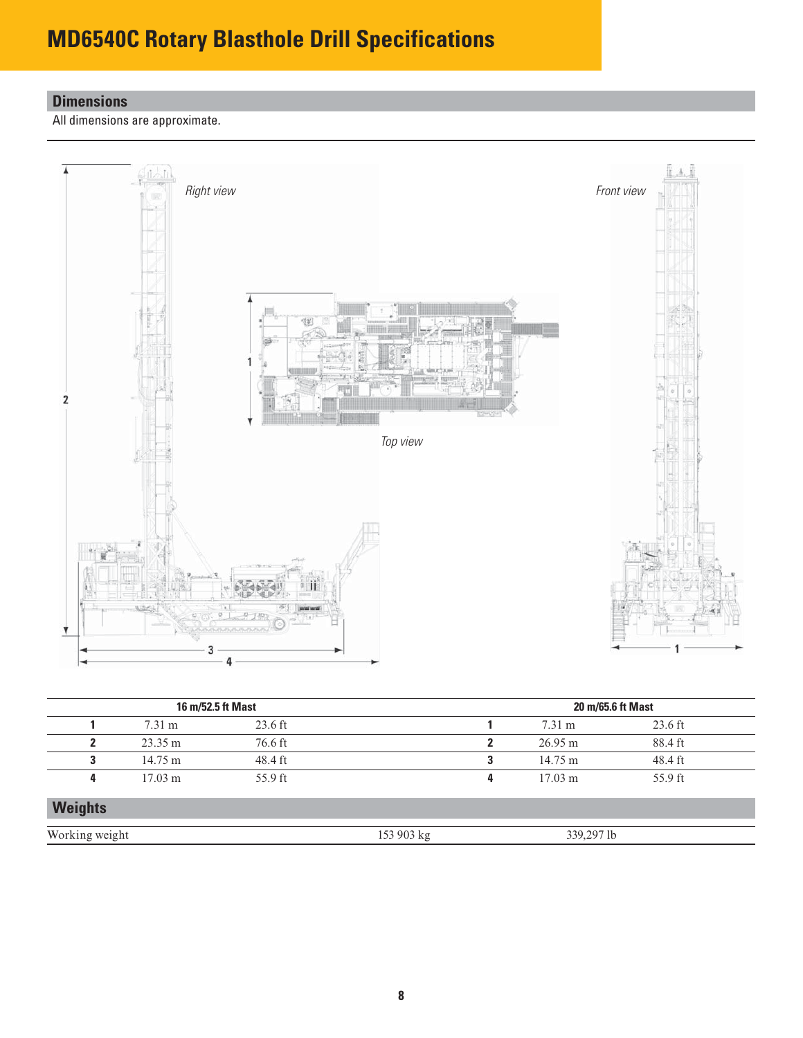# MD6540C Rotary Blasthole Drill Specifications

## Dimensions

All dimensions are approximate.

*Right view*

*Top view*

*Front view*

| 16 m/52.5 ft Mast | | | 20 m/65.6 ft Mast | | |
|---|---|---|---|---|---|
| **1** | 7.31 m | 23.6 ft | **1** | 7.31 m | 23.6 ft |
| **2** | 23.35 m | 76.6 ft | **2** | 26.95 m | 88.4 ft |
| **3** | 14.75 m | 48.4 ft | **3** | 14.75 m | 48.4 ft |
| **4** | 17.03 m | 55.9 ft | **4** | 17.03 m | 55.9 ft |

## Weights

| | | |
|---|---|---|
| Working weight | 153 903 kg | 339,297 lb |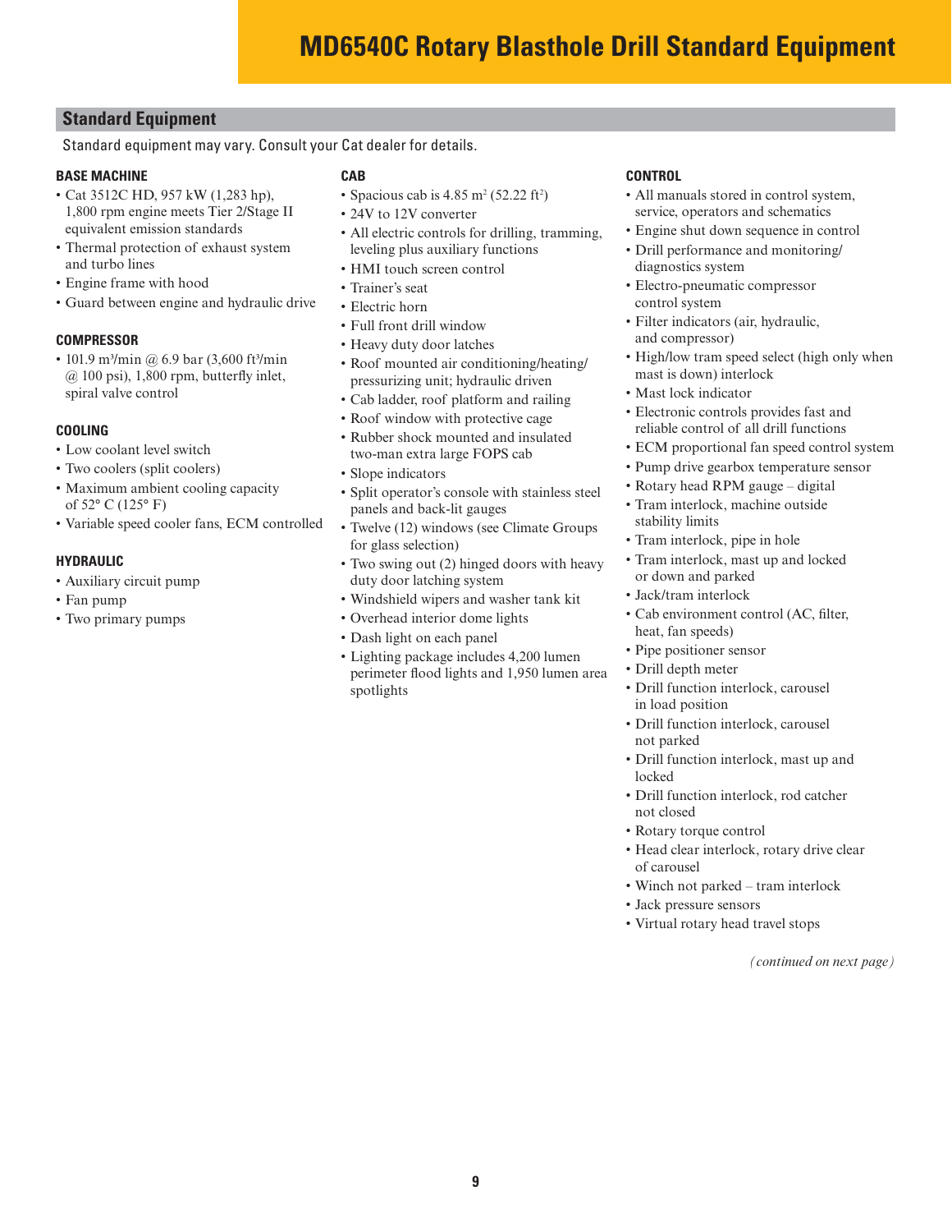# MD6540C Rotary Blasthole Drill Standard Equipment

## Standard Equipment

Standard equipment may vary. Consult your Cat dealer for details.

### BASE MACHINE

- Cat 3512C HD, 957 kW (1,283 hp), 1,800 rpm engine meets Tier 2/Stage II equivalent emission standards
- Thermal protection of exhaust system and turbo lines
- Engine frame with hood
- Guard between engine and hydraulic drive

### COMPRESSOR

- 101.9 m³/min @ 6.9 bar (3,600 ft³/min @ 100 psi), 1,800 rpm, butterfly inlet, spiral valve control

### COOLING

- Low coolant level switch
- Two coolers (split coolers)
- Maximum ambient cooling capacity of 52° C (125° F)
- Variable speed cooler fans, ECM controlled

### HYDRAULIC

- Auxiliary circuit pump
- Fan pump
- Two primary pumps

### CAB

- Spacious cab is 4.85 m² (52.22 ft²)
- 24V to 12V converter
- All electric controls for drilling, tramming, leveling plus auxiliary functions
- HMI touch screen control
- Trainer's seat
- Electric horn
- Full front drill window
- Heavy duty door latches
- Roof mounted air conditioning/heating/pressurizing unit; hydraulic driven
- Cab ladder, roof platform and railing
- Roof window with protective cage
- Rubber shock mounted and insulated two-man extra large FOPS cab
- Slope indicators
- Split operator's console with stainless steel panels and back-lit gauges
- Twelve (12) windows (see Climate Groups for glass selection)
- Two swing out (2) hinged doors with heavy duty door latching system
- Windshield wipers and washer tank kit
- Overhead interior dome lights
- Dash light on each panel
- Lighting package includes 4,200 lumen perimeter flood lights and 1,950 lumen area spotlights

### CONTROL

- All manuals stored in control system, service, operators and schematics
- Engine shut down sequence in control
- Drill performance and monitoring/diagnostics system
- Electro-pneumatic compressor control system
- Filter indicators (air, hydraulic, and compressor)
- High/low tram speed select (high only when mast is down) interlock
- Mast lock indicator
- Electronic controls provides fast and reliable control of all drill functions
- ECM proportional fan speed control system
- Pump drive gearbox temperature sensor
- Rotary head RPM gauge – digital
- Tram interlock, machine outside stability limits
- Tram interlock, pipe in hole
- Tram interlock, mast up and locked or down and parked
- Jack/tram interlock
- Cab environment control (AC, filter, heat, fan speeds)
- Pipe positioner sensor
- Drill depth meter
- Drill function interlock, carousel in load position
- Drill function interlock, carousel not parked
- Drill function interlock, mast up and locked
- Drill function interlock, rod catcher not closed
- Rotary torque control
- Head clear interlock, rotary drive clear of carousel
- Winch not parked – tram interlock
- Jack pressure sensors
- Virtual rotary head travel stops

*(continued on next page)*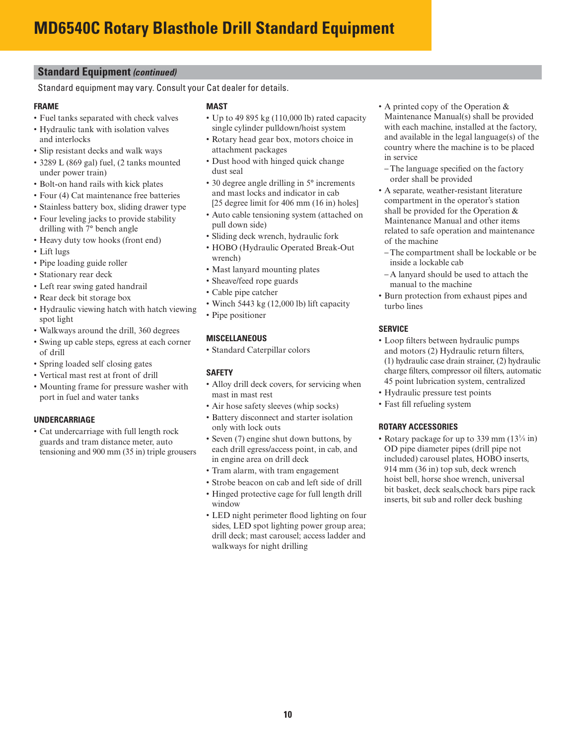# MD6540C Rotary Blasthole Drill Standard Equipment

## Standard Equipment *(continued)*

Standard equipment may vary. Consult your Cat dealer for details.

### FRAME

- Fuel tanks separated with check valves
- Hydraulic tank with isolation valves and interlocks
- Slip resistant decks and walk ways
- 3289 L (869 gal) fuel, (2 tanks mounted under power train)
- Bolt-on hand rails with kick plates
- Four (4) Cat maintenance free batteries
- Stainless battery box, sliding drawer type
- Four leveling jacks to provide stability drilling with 7° bench angle
- Heavy duty tow hooks (front end)
- Lift lugs
- Pipe loading guide roller
- Stationary rear deck
- Left rear swing gated handrail
- Rear deck bit storage box
- Hydraulic viewing hatch with hatch viewing spot light
- Walkways around the drill, 360 degrees
- Swing up cable steps, egress at each corner of drill
- Spring loaded self closing gates
- Vertical mast rest at front of drill
- Mounting frame for pressure washer with port in fuel and water tanks

### UNDERCARRIAGE

- Cat undercarriage with full length rock guards and tram distance meter, auto tensioning and 900 mm (35 in) triple grousers

### MAST

- Up to 49 895 kg (110,000 lb) rated capacity single cylinder pulldown/hoist system
- Rotary head gear box, motors choice in attachment packages
- Dust hood with hinged quick change dust seal
- 30 degree angle drilling in 5° increments and mast locks and indicator in cab [25 degree limit for 406 mm (16 in) holes]
- Auto cable tensioning system (attached on pull down side)
- Sliding deck wrench, hydraulic fork
- HOBO (Hydraulic Operated Break-Out wrench)
- Mast lanyard mounting plates
- Sheave/feed rope guards
- Cable pipe catcher
- Winch 5443 kg (12,000 lb) lift capacity
- Pipe positioner

### MISCELLANEOUS

- Standard Caterpillar colors

### SAFETY

- Alloy drill deck covers, for servicing when mast in mast rest
- Air hose safety sleeves (whip socks)
- Battery disconnect and starter isolation only with lock outs
- Seven (7) engine shut down buttons, by each drill egress/access point, in cab, and in engine area on drill deck
- Tram alarm, with tram engagement
- Strobe beacon on cab and left side of drill
- Hinged protective cage for full length drill window
- LED night perimeter flood lighting on four sides, LED spot lighting power group area; drill deck; mast carousel; access ladder and walkways for night drilling
- A printed copy of the Operation & Maintenance Manual(s) shall be provided with each machine, installed at the factory, and available in the legal language(s) of the country where the machine is to be placed in service
  - The language specified on the factory order shall be provided
- A separate, weather-resistant literature compartment in the operator's station shall be provided for the Operation & Maintenance Manual and other items related to safe operation and maintenance of the machine
  - The compartment shall be lockable or be inside a lockable cab
  - A lanyard should be used to attach the manual to the machine
- Burn protection from exhaust pipes and turbo lines

### SERVICE

- Loop filters between hydraulic pumps and motors (2) Hydraulic return filters, (1) hydraulic case drain strainer, (2) hydraulic charge filters, compressor oil filters, automatic 45 point lubrication system, centralized
- Hydraulic pressure test points
- Fast fill refueling system

### ROTARY ACCESSORIES

- Rotary package for up to 339 mm (13⅜ in) OD pipe diameter pipes (drill pipe not included) carousel plates, HOBO inserts, 914 mm (36 in) top sub, deck wrench hoist bell, horse shoe wrench, universal bit basket, deck seals,chock bars pipe rack inserts, bit sub and roller deck bushing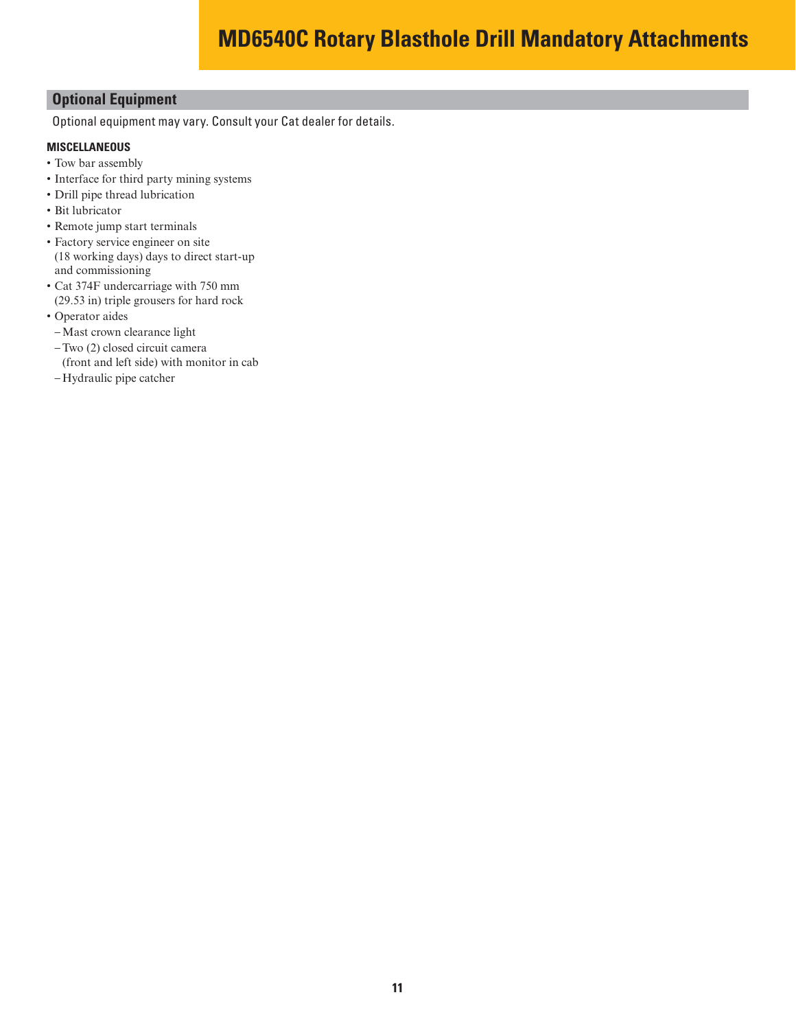# MD6540C Rotary Blasthole Drill Mandatory Attachments

## Optional Equipment

Optional equipment may vary. Consult your Cat dealer for details.

**MISCELLANEOUS**

- Tow bar assembly
- Interface for third party mining systems
- Drill pipe thread lubrication
- Bit lubricator
- Remote jump start terminals
- Factory service engineer on site (18 working days) days to direct start-up and commissioning
- Cat 374F undercarriage with 750 mm (29.53 in) triple grousers for hard rock
- Operator aides
  - Mast crown clearance light
  - Two (2) closed circuit camera (front and left side) with monitor in cab
  - Hydraulic pipe catcher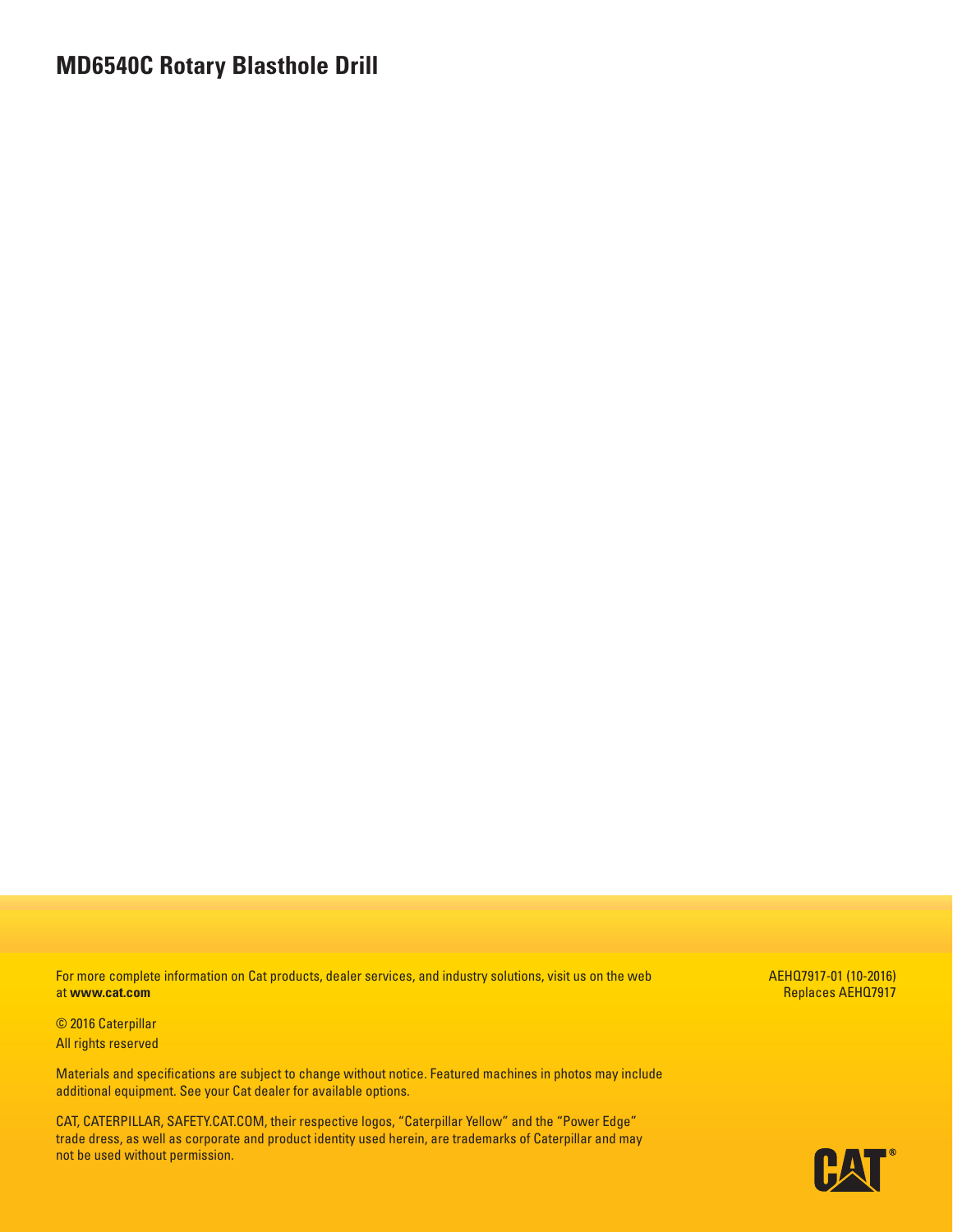# MD6540C Rotary Blasthole Drill

For more complete information on Cat products, dealer services, and industry solutions, visit us on the web at **www.cat.com**

© 2016 Caterpillar
All rights reserved

Materials and specifications are subject to change without notice. Featured machines in photos may include additional equipment. See your Cat dealer for available options.

CAT, CATERPILLAR, SAFETY.CAT.COM, their respective logos, "Caterpillar Yellow" and the "Power Edge" trade dress, as well as corporate and product identity used herein, are trademarks of Caterpillar and may not be used without permission.

AEHQ7917-01 (10-2016)
Replaces AEHQ7917